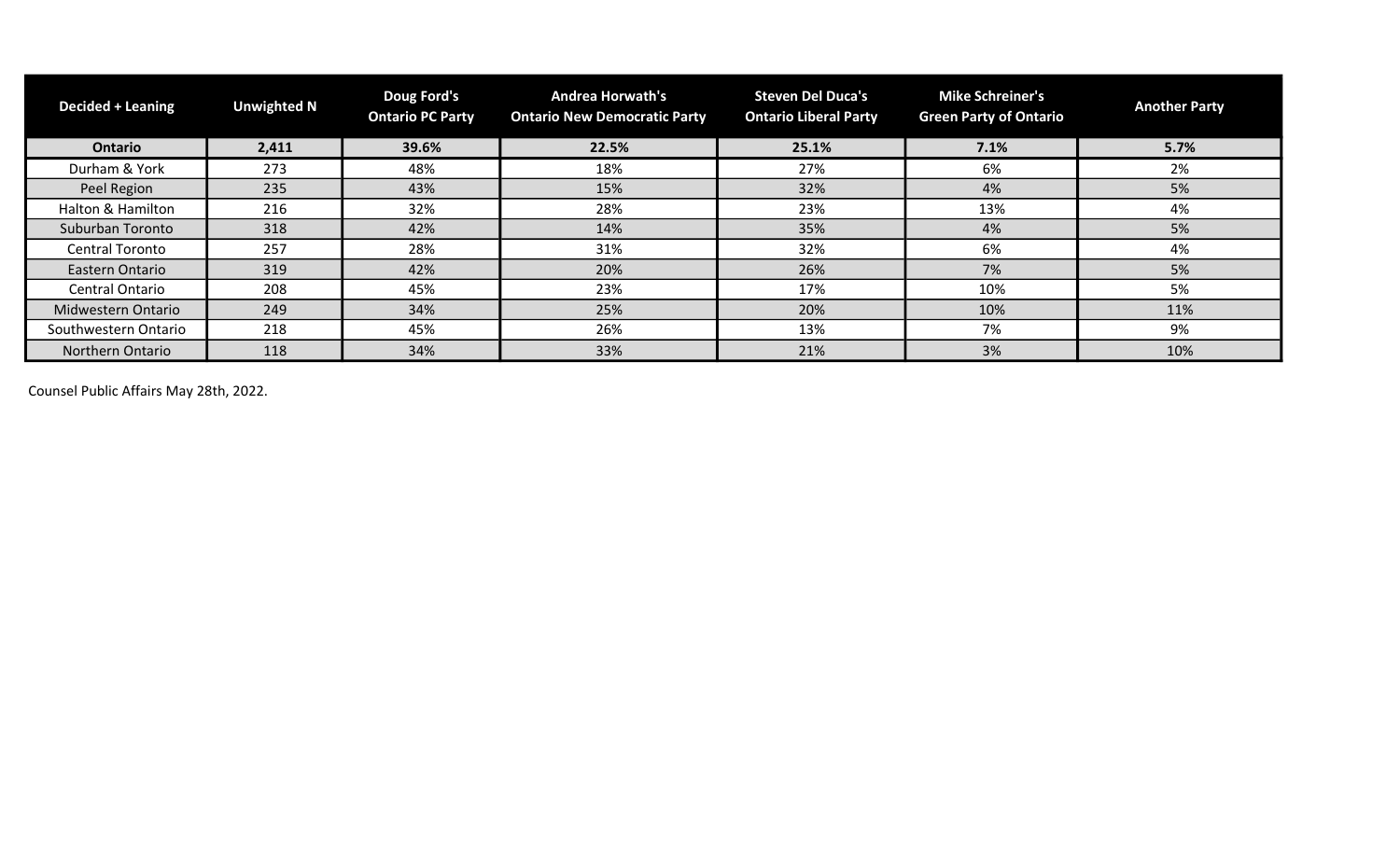| Decided + Leaning | Unweighted N | Doug Ford's Ontario PC Party | Andrea Horwath's Ontario New Democratic Party | Steven Del Duca's Ontario Liberal Party | Mike Schreiner's Green Party of Ontario | Another Party |
|---|---|---|---|---|---|---|
| **Ontario** | **2,411** | **39.6%** | **22.5%** | **25.1%** | **7.1%** | **5.7%** |
| Durham & York | 273 | 48% | 18% | 27% | 6% | 2% |
| Peel Region | 235 | 43% | 15% | 32% | 4% | 5% |
| Halton & Hamilton | 216 | 32% | 28% | 23% | 13% | 4% |
| Suburban Toronto | 318 | 42% | 14% | 35% | 4% | 5% |
| Central Toronto | 257 | 28% | 31% | 32% | 6% | 4% |
| Eastern Ontario | 319 | 42% | 20% | 26% | 7% | 5% |
| Central Ontario | 208 | 45% | 23% | 17% | 10% | 5% |
| Midwestern Ontario | 249 | 34% | 25% | 20% | 10% | 11% |
| Southwestern Ontario | 218 | 45% | 26% | 13% | 7% | 9% |
| Northern Ontario | 118 | 34% | 33% | 21% | 3% | 10% |

Counsel Public Affairs May 28th, 2022.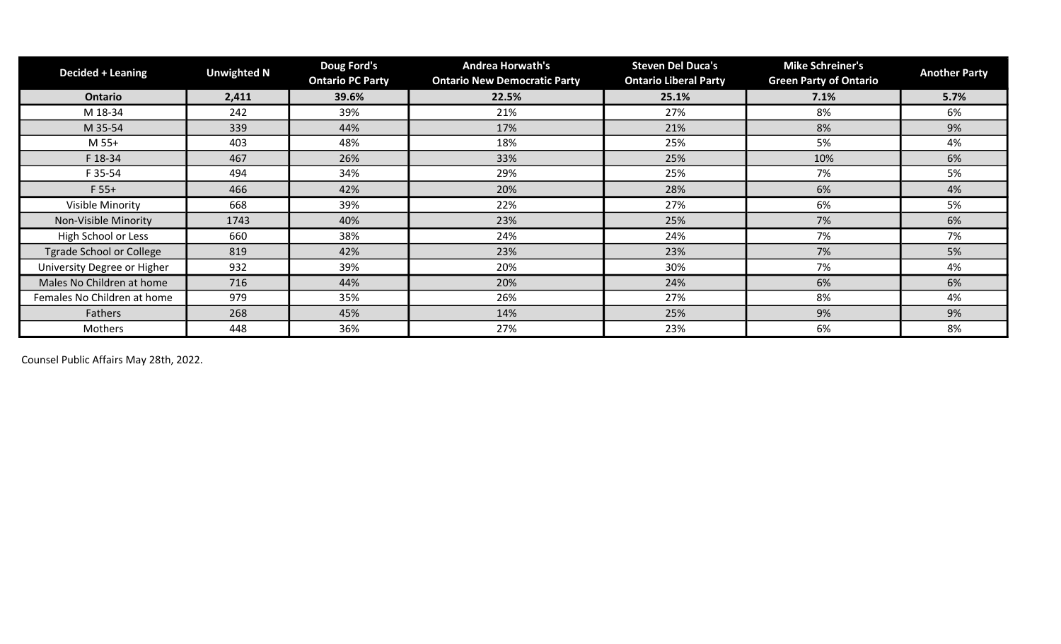| Decided + Leaning | Unwighted N | Doug Ford's Ontario PC Party | Andrea Horwath's Ontario New Democratic Party | Steven Del Duca's Ontario Liberal Party | Mike Schreiner's Green Party of Ontario | Another Party |
|---|---|---|---|---|---|---|
| **Ontario** | **2,411** | **39.6%** | **22.5%** | **25.1%** | **7.1%** | **5.7%** |
| M 18-34 | 242 | 39% | 21% | 27% | 8% | 6% |
| M 35-54 | 339 | 44% | 17% | 21% | 8% | 9% |
| M 55+ | 403 | 48% | 18% | 25% | 5% | 4% |
| F 18-34 | 467 | 26% | 33% | 25% | 10% | 6% |
| F 35-54 | 494 | 34% | 29% | 25% | 7% | 5% |
| F 55+ | 466 | 42% | 20% | 28% | 6% | 4% |
| Visible Minority | 668 | 39% | 22% | 27% | 6% | 5% |
| Non-Visible Minority | 1743 | 40% | 23% | 25% | 7% | 6% |
| High School or Less | 660 | 38% | 24% | 24% | 7% | 7% |
| Tgrade School or College | 819 | 42% | 23% | 23% | 7% | 5% |
| University Degree or Higher | 932 | 39% | 20% | 30% | 7% | 4% |
| Males No Children at home | 716 | 44% | 20% | 24% | 6% | 6% |
| Females No Children at home | 979 | 35% | 26% | 27% | 8% | 4% |
| Fathers | 268 | 45% | 14% | 25% | 9% | 9% |
| Mothers | 448 | 36% | 27% | 23% | 6% | 8% |

Counsel Public Affairs May 28th, 2022.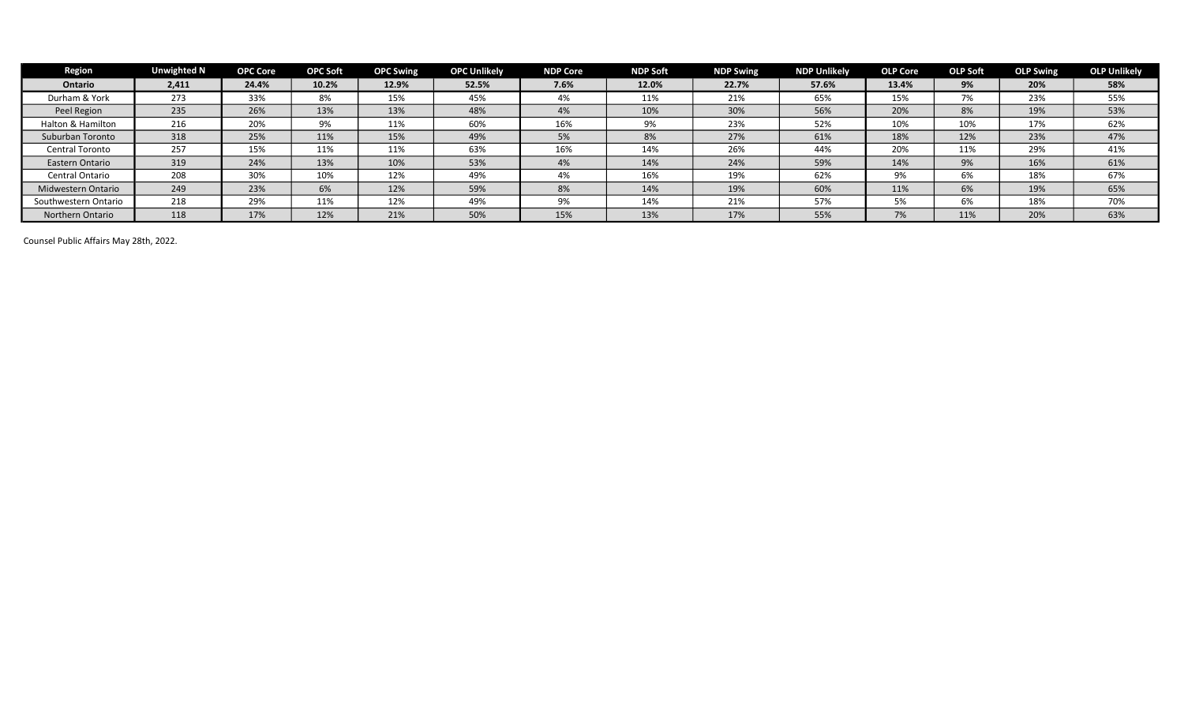| Region | Unweighted N | OPC Core | OPC Soft | OPC Swing | OPC Unlikely | NDP Core | NDP Soft | NDP Swing | NDP Unlikely | OLP Core | OLP Soft | OLP Swing | OLP Unlikely |
|---|---|---|---|---|---|---|---|---|---|---|---|---|---|
| **Ontario** | **2,411** | **24.4%** | **10.2%** | **12.9%** | **52.5%** | **7.6%** | **12.0%** | **22.7%** | **57.6%** | **13.4%** | **9%** | **20%** | **58%** |
| Durham & York | 273 | 33% | 8% | 15% | 45% | 4% | 11% | 21% | 65% | 15% | 7% | 23% | 55% |
| Peel Region | 235 | 26% | 13% | 13% | 48% | 4% | 10% | 30% | 56% | 20% | 8% | 19% | 53% |
| Halton & Hamilton | 216 | 20% | 9% | 11% | 60% | 16% | 9% | 23% | 52% | 10% | 10% | 17% | 62% |
| Suburban Toronto | 318 | 25% | 11% | 15% | 49% | 5% | 8% | 27% | 61% | 18% | 12% | 23% | 47% |
| Central Toronto | 257 | 15% | 11% | 11% | 63% | 16% | 14% | 26% | 44% | 20% | 11% | 29% | 41% |
| Eastern Ontario | 319 | 24% | 13% | 10% | 53% | 4% | 14% | 24% | 59% | 14% | 9% | 16% | 61% |
| Central Ontario | 208 | 30% | 10% | 12% | 49% | 4% | 16% | 19% | 62% | 9% | 6% | 18% | 67% |
| Midwestern Ontario | 249 | 23% | 6% | 12% | 59% | 8% | 14% | 19% | 60% | 11% | 6% | 19% | 65% |
| Southwestern Ontario | 218 | 29% | 11% | 12% | 49% | 9% | 14% | 21% | 57% | 5% | 6% | 18% | 70% |
| Northern Ontario | 118 | 17% | 12% | 21% | 50% | 15% | 13% | 17% | 55% | 7% | 11% | 20% | 63% |

Counsel Public Affairs May 28th, 2022.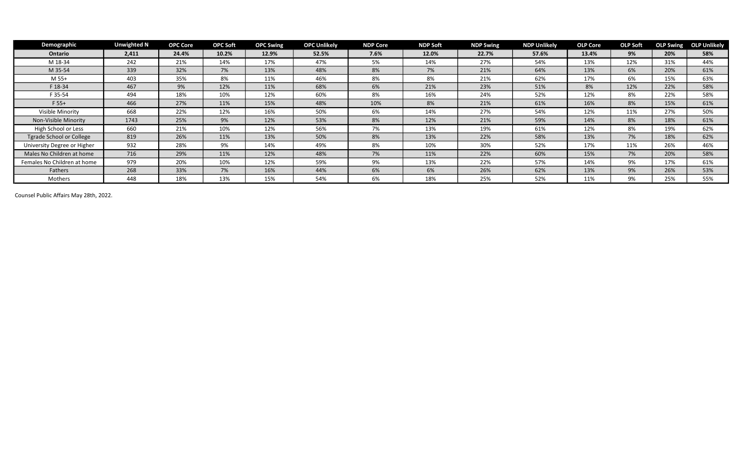| Demographic | Unwighted N | OPC Core | OPC Soft | OPC Swing | OPC Unlikely | NDP Core | NDP Soft | NDP Swing | NDP Unlikely | OLP Core | OLP Soft | OLP Swing | OLP Unlikely |
|---|---|---|---|---|---|---|---|---|---|---|---|---|---|
| **Ontario** | **2,411** | **24.4%** | **10.2%** | **12.9%** | **52.5%** | **7.6%** | **12.0%** | **22.7%** | **57.6%** | **13.4%** | **9%** | **20%** | **58%** |
| M 18-34 | 242 | 21% | 14% | 17% | 47% | 5% | 14% | 27% | 54% | 13% | 12% | 31% | 44% |
| M 35-54 | 339 | 32% | 7% | 13% | 48% | 8% | 7% | 21% | 64% | 13% | 6% | 20% | 61% |
| M 55+ | 403 | 35% | 8% | 11% | 46% | 8% | 8% | 21% | 62% | 17% | 6% | 15% | 63% |
| F 18-34 | 467 | 9% | 12% | 11% | 68% | 6% | 21% | 23% | 51% | 8% | 12% | 22% | 58% |
| F 35-54 | 494 | 18% | 10% | 12% | 60% | 8% | 16% | 24% | 52% | 12% | 8% | 22% | 58% |
| F 55+ | 466 | 27% | 11% | 15% | 48% | 10% | 8% | 21% | 61% | 16% | 8% | 15% | 61% |
| Visible Minority | 668 | 22% | 12% | 16% | 50% | 6% | 14% | 27% | 54% | 12% | 11% | 27% | 50% |
| Non-Visible Minority | 1743 | 25% | 9% | 12% | 53% | 8% | 12% | 21% | 59% | 14% | 8% | 18% | 61% |
| High School or Less | 660 | 21% | 10% | 12% | 56% | 7% | 13% | 19% | 61% | 12% | 8% | 19% | 62% |
| Tgrade School or College | 819 | 26% | 11% | 13% | 50% | 8% | 13% | 22% | 58% | 13% | 7% | 18% | 62% |
| University Degree or Higher | 932 | 28% | 9% | 14% | 49% | 8% | 10% | 30% | 52% | 17% | 11% | 26% | 46% |
| Males No Children at home | 716 | 29% | 11% | 12% | 48% | 7% | 11% | 22% | 60% | 15% | 7% | 20% | 58% |
| Females No Children at home | 979 | 20% | 10% | 12% | 59% | 9% | 13% | 22% | 57% | 14% | 9% | 17% | 61% |
| Fathers | 268 | 33% | 7% | 16% | 44% | 6% | 6% | 26% | 62% | 13% | 9% | 26% | 53% |
| Mothers | 448 | 18% | 13% | 15% | 54% | 6% | 18% | 25% | 52% | 11% | 9% | 25% | 55% |

Counsel Public Affairs May 28th, 2022.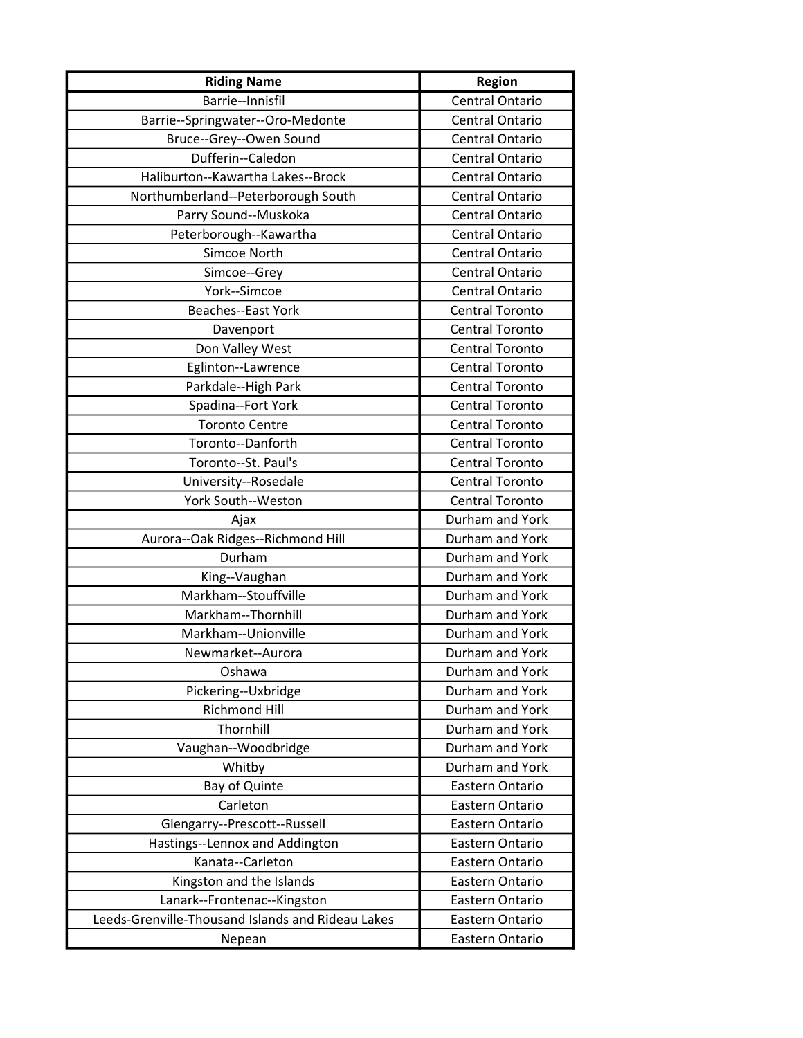| Riding Name | Region |
| --- | --- |
| Barrie--Innisfil | Central Ontario |
| Barrie--Springwater--Oro-Medonte | Central Ontario |
| Bruce--Grey--Owen Sound | Central Ontario |
| Dufferin--Caledon | Central Ontario |
| Haliburton--Kawartha Lakes--Brock | Central Ontario |
| Northumberland--Peterborough South | Central Ontario |
| Parry Sound--Muskoka | Central Ontario |
| Peterborough--Kawartha | Central Ontario |
| Simcoe North | Central Ontario |
| Simcoe--Grey | Central Ontario |
| York--Simcoe | Central Ontario |
| Beaches--East York | Central Toronto |
| Davenport | Central Toronto |
| Don Valley West | Central Toronto |
| Eglinton--Lawrence | Central Toronto |
| Parkdale--High Park | Central Toronto |
| Spadina--Fort York | Central Toronto |
| Toronto Centre | Central Toronto |
| Toronto--Danforth | Central Toronto |
| Toronto--St. Paul's | Central Toronto |
| University--Rosedale | Central Toronto |
| York South--Weston | Central Toronto |
| Ajax | Durham and York |
| Aurora--Oak Ridges--Richmond Hill | Durham and York |
| Durham | Durham and York |
| King--Vaughan | Durham and York |
| Markham--Stouffville | Durham and York |
| Markham--Thornhill | Durham and York |
| Markham--Unionville | Durham and York |
| Newmarket--Aurora | Durham and York |
| Oshawa | Durham and York |
| Pickering--Uxbridge | Durham and York |
| Richmond Hill | Durham and York |
| Thornhill | Durham and York |
| Vaughan--Woodbridge | Durham and York |
| Whitby | Durham and York |
| Bay of Quinte | Eastern Ontario |
| Carleton | Eastern Ontario |
| Glengarry--Prescott--Russell | Eastern Ontario |
| Hastings--Lennox and Addington | Eastern Ontario |
| Kanata--Carleton | Eastern Ontario |
| Kingston and the Islands | Eastern Ontario |
| Lanark--Frontenac--Kingston | Eastern Ontario |
| Leeds-Grenville-Thousand Islands and Rideau Lakes | Eastern Ontario |
| Nepean | Eastern Ontario |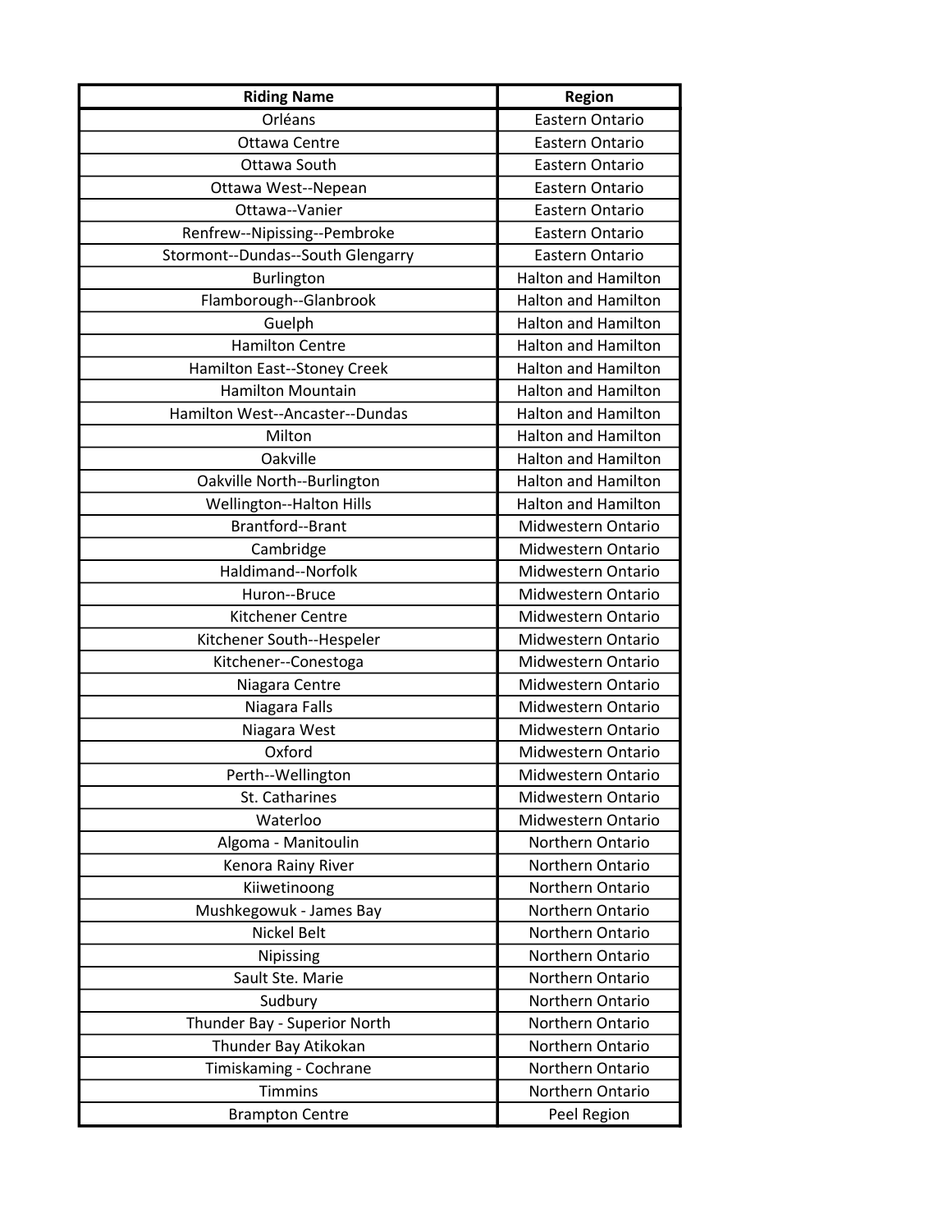| Riding Name | Region |
| --- | --- |
| Orléans | Eastern Ontario |
| Ottawa Centre | Eastern Ontario |
| Ottawa South | Eastern Ontario |
| Ottawa West--Nepean | Eastern Ontario |
| Ottawa--Vanier | Eastern Ontario |
| Renfrew--Nipissing--Pembroke | Eastern Ontario |
| Stormont--Dundas--South Glengarry | Eastern Ontario |
| Burlington | Halton and Hamilton |
| Flamborough--Glanbrook | Halton and Hamilton |
| Guelph | Halton and Hamilton |
| Hamilton Centre | Halton and Hamilton |
| Hamilton East--Stoney Creek | Halton and Hamilton |
| Hamilton Mountain | Halton and Hamilton |
| Hamilton West--Ancaster--Dundas | Halton and Hamilton |
| Milton | Halton and Hamilton |
| Oakville | Halton and Hamilton |
| Oakville North--Burlington | Halton and Hamilton |
| Wellington--Halton Hills | Halton and Hamilton |
| Brantford--Brant | Midwestern Ontario |
| Cambridge | Midwestern Ontario |
| Haldimand--Norfolk | Midwestern Ontario |
| Huron--Bruce | Midwestern Ontario |
| Kitchener Centre | Midwestern Ontario |
| Kitchener South--Hespeler | Midwestern Ontario |
| Kitchener--Conestoga | Midwestern Ontario |
| Niagara Centre | Midwestern Ontario |
| Niagara Falls | Midwestern Ontario |
| Niagara West | Midwestern Ontario |
| Oxford | Midwestern Ontario |
| Perth--Wellington | Midwestern Ontario |
| St. Catharines | Midwestern Ontario |
| Waterloo | Midwestern Ontario |
| Algoma - Manitoulin | Northern Ontario |
| Kenora Rainy River | Northern Ontario |
| Kiiwetinoong | Northern Ontario |
| Mushkegowuk - James Bay | Northern Ontario |
| Nickel Belt | Northern Ontario |
| Nipissing | Northern Ontario |
| Sault Ste. Marie | Northern Ontario |
| Sudbury | Northern Ontario |
| Thunder Bay - Superior North | Northern Ontario |
| Thunder Bay Atikokan | Northern Ontario |
| Timiskaming - Cochrane | Northern Ontario |
| Timmins | Northern Ontario |
| Brampton Centre | Peel Region |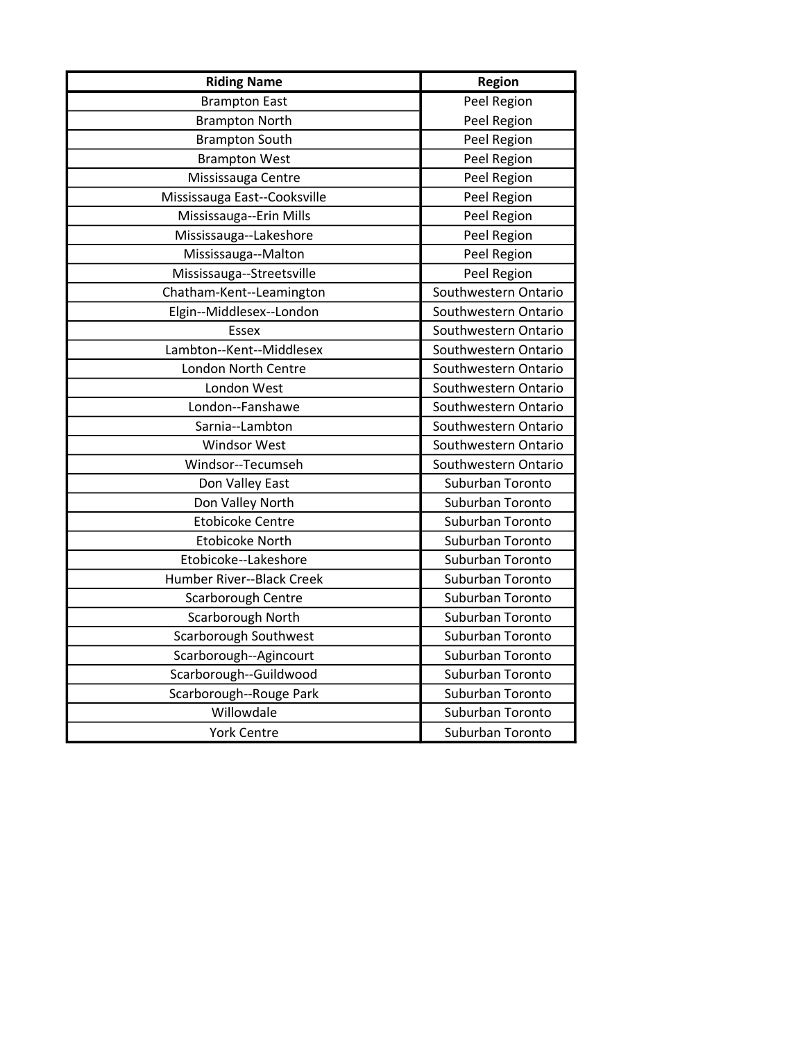| Riding Name | Region |
|---|---|
| Brampton East | Peel Region |
| Brampton North | Peel Region |
| Brampton South | Peel Region |
| Brampton West | Peel Region |
| Mississauga Centre | Peel Region |
| Mississauga East--Cooksville | Peel Region |
| Mississauga--Erin Mills | Peel Region |
| Mississauga--Lakeshore | Peel Region |
| Mississauga--Malton | Peel Region |
| Mississauga--Streetsville | Peel Region |
| Chatham-Kent--Leamington | Southwestern Ontario |
| Elgin--Middlesex--London | Southwestern Ontario |
| Essex | Southwestern Ontario |
| Lambton--Kent--Middlesex | Southwestern Ontario |
| London North Centre | Southwestern Ontario |
| London West | Southwestern Ontario |
| London--Fanshawe | Southwestern Ontario |
| Sarnia--Lambton | Southwestern Ontario |
| Windsor West | Southwestern Ontario |
| Windsor--Tecumseh | Southwestern Ontario |
| Don Valley East | Suburban Toronto |
| Don Valley North | Suburban Toronto |
| Etobicoke Centre | Suburban Toronto |
| Etobicoke North | Suburban Toronto |
| Etobicoke--Lakeshore | Suburban Toronto |
| Humber River--Black Creek | Suburban Toronto |
| Scarborough Centre | Suburban Toronto |
| Scarborough North | Suburban Toronto |
| Scarborough Southwest | Suburban Toronto |
| Scarborough--Agincourt | Suburban Toronto |
| Scarborough--Guildwood | Suburban Toronto |
| Scarborough--Rouge Park | Suburban Toronto |
| Willowdale | Suburban Toronto |
| York Centre | Suburban Toronto |